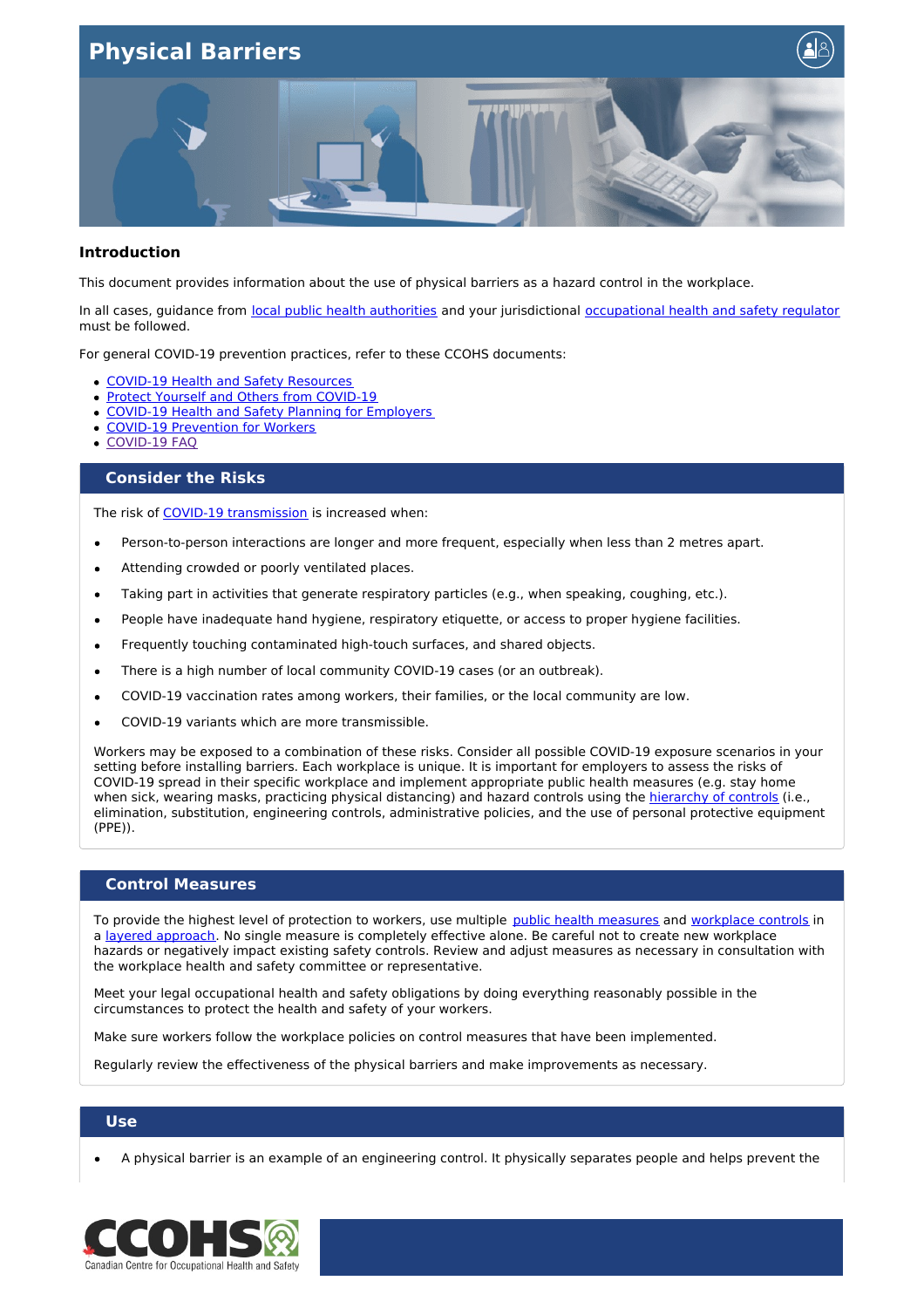# Physical Barriers

## Introduction

This document provides information about the use of physical barriers as a hazard control in the workplace.

In all cases, guidance from local public health authorities and your jurisdictional occupational health and safety regulator must be followed.

For general COVID-19 prevention practices, refer to these CCOHS documents:

- COVID-19 Health and Safety Resources
- Protect Yourself and Others from COVID-19
- COVID-19 Health and Safety Planning for Employers
- COVID-19 Prevention for Workers
- COVID-19 FAQ

## Consider the Risks

The risk of COVID-19 transmission is increased when:

- Person-to-person interactions are longer and more frequent, especially when less than 2 metres apart.
- Attending crowded or poorly ventilated places.
- Taking part in activities that generate respiratory particles (e.g., when speaking, coughing, etc.).
- People have inadequate hand hygiene, respiratory etiquette, or access to proper hygiene facilities.
- Frequently touching contaminated high-touch surfaces, and shared objects.
- There is a high number of local community COVID-19 cases (or an outbreak).
- COVID-19 vaccination rates among workers, their families, or the local community are low.
- COVID-19 variants which are more transmissible.

Workers may be exposed to a combination of these risks. Consider all possible COVID-19 exposure scenarios in your setting before installing barriers. Each workplace is unique. It is important for employers to assess the risks of COVID-19 spread in their specific workplace and implement appropriate public health measures (e.g. stay home when sick, wearing masks, practicing physical distancing) and hazard controls using the hierarchy of controls (i.e., elimination, substitution, engineering controls, administrative policies, and the use of personal protective equipment (PPE)).

## Control Measures

To provide the highest level of protection to workers, use multiple public health measures and workplace controls in a layered approach. No single measure is completely effective alone. Be careful not to create new workplace hazards or negatively impact existing safety controls. Review and adjust measures as necessary in consultation with the workplace health and safety committee or representative.

Meet your legal occupational health and safety obligations by doing everything reasonably possible in the circumstances to protect the health and safety of your workers.

Make sure workers follow the workplace policies on control measures that have been implemented.

Regularly review the effectiveness of the physical barriers and make improvements as necessary.

## Use

- A physical barrier is an example of an engineering control. It physically separates people and helps prevent the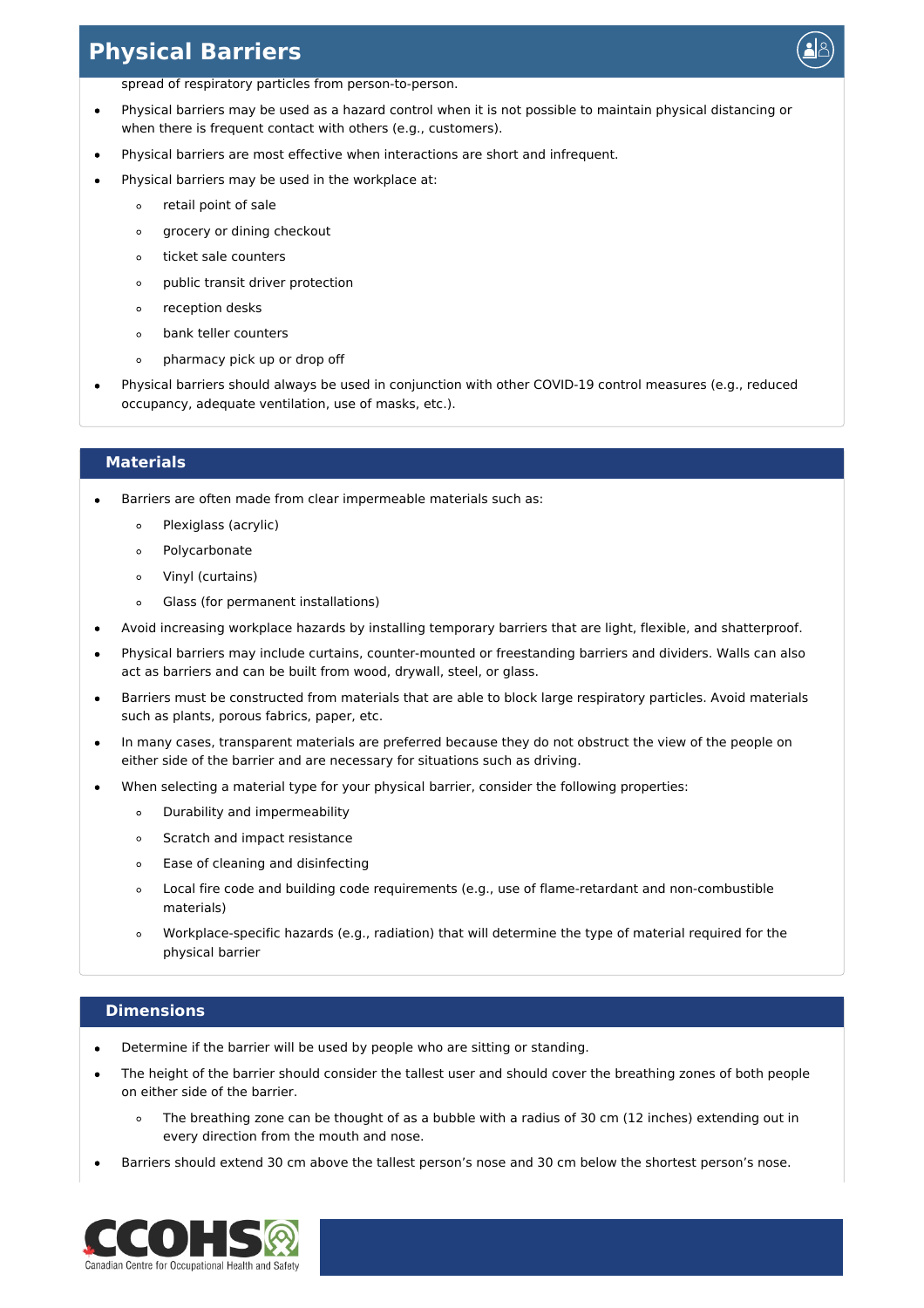spread of respiratory particles from person-to-person.

- Physical barriers may be used as a hazard control when it is not possible to maintain physical distancing or when there is frequent contact with others (e.g., customers).
- Physical barriers are most effective when interactions are short and infrequent.
- Physical barriers may be used in the workplace at:
  - retail point of sale
  - grocery or dining checkout
  - ticket sale counters
  - public transit driver protection
  - reception desks
  - bank teller counters
  - pharmacy pick up or drop off
- Physical barriers should always be used in conjunction with other COVID-19 control measures (e.g., reduced occupancy, adequate ventilation, use of masks, etc.).

## Materials

- Barriers are often made from clear impermeable materials such as:
  - Plexiglass (acrylic)
  - Polycarbonate
  - Vinyl (curtains)
  - Glass (for permanent installations)
- Avoid increasing workplace hazards by installing temporary barriers that are light, flexible, and shatterproof.
- Physical barriers may include curtains, counter-mounted or freestanding barriers and dividers. Walls can also act as barriers and can be built from wood, drywall, steel, or glass.
- Barriers must be constructed from materials that are able to block large respiratory particles. Avoid materials such as plants, porous fabrics, paper, etc.
- In many cases, transparent materials are preferred because they do not obstruct the view of the people on either side of the barrier and are necessary for situations such as driving.
- When selecting a material type for your physical barrier, consider the following properties:
  - Durability and impermeability
  - Scratch and impact resistance
  - Ease of cleaning and disinfecting
  - Local fire code and building code requirements (e.g., use of flame-retardant and non-combustible materials)
  - Workplace-specific hazards (e.g., radiation) that will determine the type of material required for the physical barrier

## Dimensions

- Determine if the barrier will be used by people who are sitting or standing.
- The height of the barrier should consider the tallest user and should cover the breathing zones of both people on either side of the barrier.
  - The breathing zone can be thought of as a bubble with a radius of 30 cm (12 inches) extending out in every direction from the mouth and nose.
- Barriers should extend 30 cm above the tallest person's nose and 30 cm below the shortest person's nose.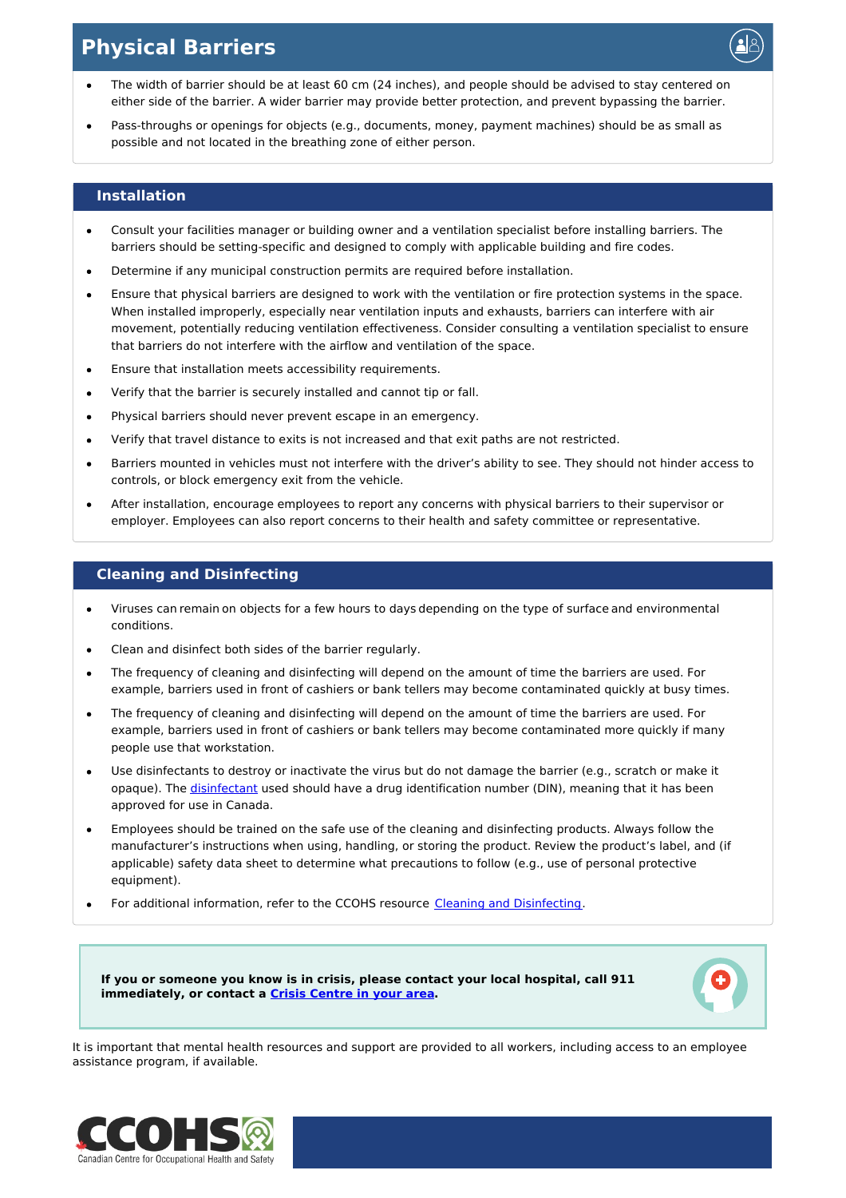## Physical Barriers

- The width of barrier should be at least 60 cm (24 inches), and people should be advised to stay centered on either side of the barrier. A wider barrier may provide better protection, and prevent bypassing the barrier.
- Pass-throughs or openings for objects (e.g., documents, money, payment machines) should be as small as possible and not located in the breathing zone of either person.

### Installation

- Consult your facilities manager or building owner and a ventilation specialist before installing barriers. The barriers should be setting-specific and designed to comply with applicable building and fire codes.
- Determine if any municipal construction permits are required before installation.
- Ensure that physical barriers are designed to work with the ventilation or fire protection systems in the space. When installed improperly, especially near ventilation inputs and exhausts, barriers can interfere with air movement, potentially reducing ventilation effectiveness. Consider consulting a ventilation specialist to ensure that barriers do not interfere with the airflow and ventilation of the space.
- Ensure that installation meets accessibility requirements.
- Verify that the barrier is securely installed and cannot tip or fall.
- Physical barriers should never prevent escape in an emergency.
- Verify that travel distance to exits is not increased and that exit paths are not restricted.
- Barriers mounted in vehicles must not interfere with the driver's ability to see. They should not hinder access to controls, or block emergency exit from the vehicle.
- After installation, encourage employees to report any concerns with physical barriers to their supervisor or employer. Employees can also report concerns to their health and safety committee or representative.

### Cleaning and Disinfecting

- Viruses can remain on objects for a few hours to days depending on the type of surface and environmental conditions.
- Clean and disinfect both sides of the barrier regularly.
- The frequency of cleaning and disinfecting will depend on the amount of time the barriers are used. For example, barriers used in front of cashiers or bank tellers may become contaminated quickly at busy times.
- The frequency of cleaning and disinfecting will depend on the amount of time the barriers are used. For example, barriers used in front of cashiers or bank tellers may become contaminated more quickly if many people use that workstation.
- Use disinfectants to destroy or inactivate the virus but do not damage the barrier (e.g., scratch or make it opaque). The disinfectant used should have a drug identification number (DIN), meaning that it has been approved for use in Canada.
- Employees should be trained on the safe use of the cleaning and disinfecting products. Always follow the manufacturer's instructions when using, handling, or storing the product. Review the product's label, and (if applicable) safety data sheet to determine what precautions to follow (e.g., use of personal protective equipment).
- For additional information, refer to the CCOHS resource Cleaning and Disinfecting.

**If you or someone you know is in crisis, please contact your local hospital, call 911 immediately, or contact a Crisis Centre in your area.**

It is important that mental health resources and support are provided to all workers, including access to an employee assistance program, if available.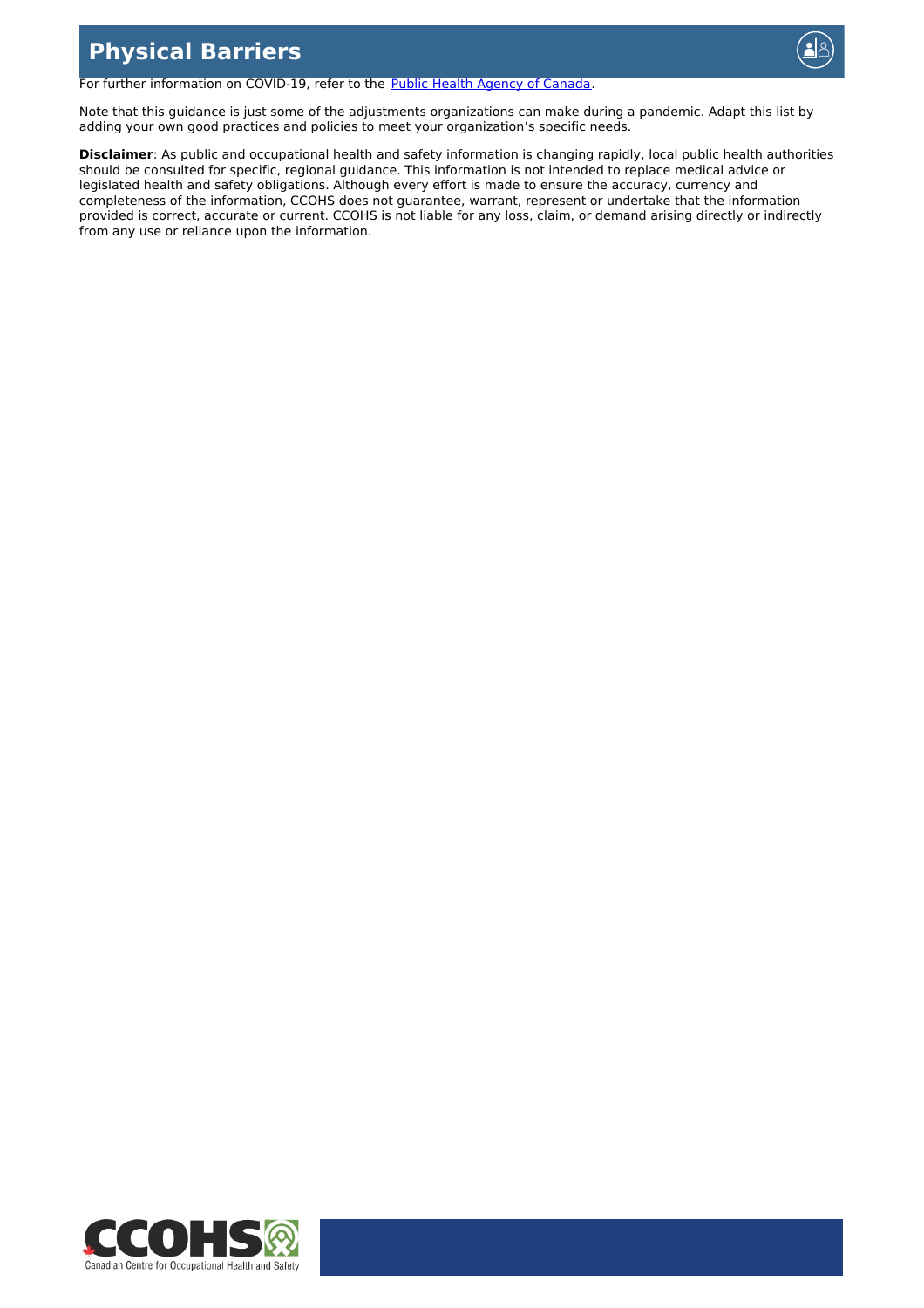For further information on COVID-19, refer to the [Public Health Agency of Canada](Public Health Agency of Canada).

Note that this guidance is just some of the adjustments organizations can make during a pandemic. Adapt this list by adding your own good practices and policies to meet your organization's specific needs.

**Disclaimer**: As public and occupational health and safety information is changing rapidly, local public health authorities should be consulted for specific, regional guidance. This information is not intended to replace medical advice or legislated health and safety obligations. Although every effort is made to ensure the accuracy, currency and completeness of the information, CCOHS does not guarantee, warrant, represent or undertake that the information provided is correct, accurate or current. CCOHS is not liable for any loss, claim, or demand arising directly or indirectly from any use or reliance upon the information.